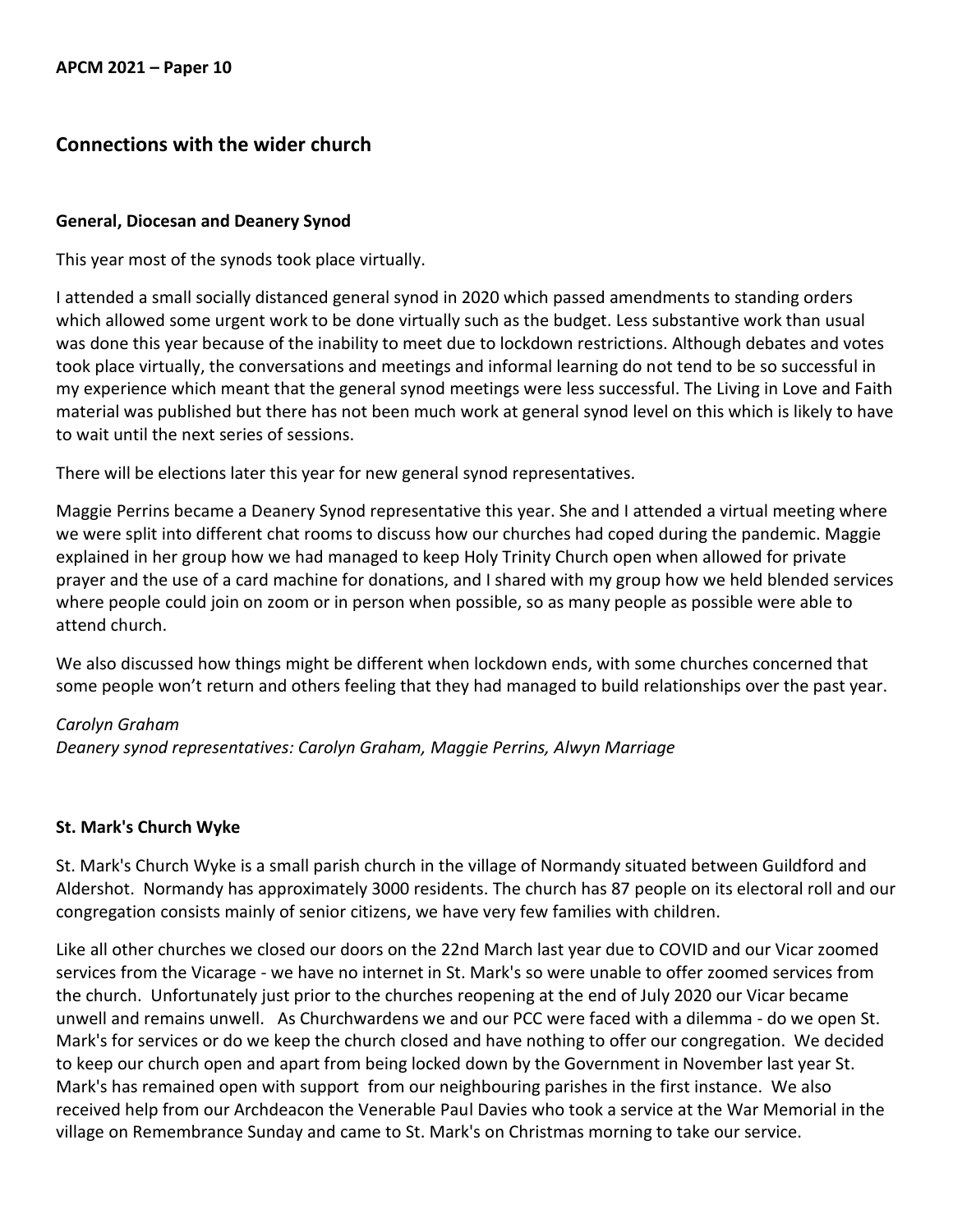**APCM 2021 – Paper 10**

## Connections with the wider church

### General, Diocesan and Deanery Synod

This year most of the synods took place virtually.

I attended a small socially distanced general synod in 2020 which passed amendments to standing orders which allowed some urgent work to be done virtually such as the budget. Less substantive work than usual was done this year because of the inability to meet due to lockdown restrictions. Although debates and votes took place virtually, the conversations and meetings and informal learning do not tend to be so successful in my experience which meant that the general synod meetings were less successful. The Living in Love and Faith material was published but there has not been much work at general synod level on this which is likely to have to wait until the next series of sessions.

There will be elections later this year for new general synod representatives.

Maggie Perrins became a Deanery Synod representative this year. She and I attended a virtual meeting where we were split into different chat rooms to discuss how our churches had coped during the pandemic. Maggie explained in her group how we had managed to keep Holy Trinity Church open when allowed for private prayer and the use of a card machine for donations, and I shared with my group how we held blended services where people could join on zoom or in person when possible, so as many people as possible were able to attend church.

We also discussed how things might be different when lockdown ends, with some churches concerned that some people won't return and others feeling that they had managed to build relationships over the past year.

*Carolyn Graham*
*Deanery synod representatives: Carolyn Graham, Maggie Perrins, Alwyn Marriage*

### St. Mark's Church Wyke

St. Mark's Church Wyke is a small parish church in the village of Normandy situated between Guildford and Aldershot. Normandy has approximately 3000 residents. The church has 87 people on its electoral roll and our congregation consists mainly of senior citizens, we have very few families with children.

Like all other churches we closed our doors on the 22nd March last year due to COVID and our Vicar zoomed services from the Vicarage - we have no internet in St. Mark's so were unable to offer zoomed services from the church. Unfortunately just prior to the churches reopening at the end of July 2020 our Vicar became unwell and remains unwell. As Churchwardens we and our PCC were faced with a dilemma - do we open St. Mark's for services or do we keep the church closed and have nothing to offer our congregation. We decided to keep our church open and apart from being locked down by the Government in November last year St. Mark's has remained open with support from our neighbouring parishes in the first instance. We also received help from our Archdeacon the Venerable Paul Davies who took a service at the War Memorial in the village on Remembrance Sunday and came to St. Mark's on Christmas morning to take our service.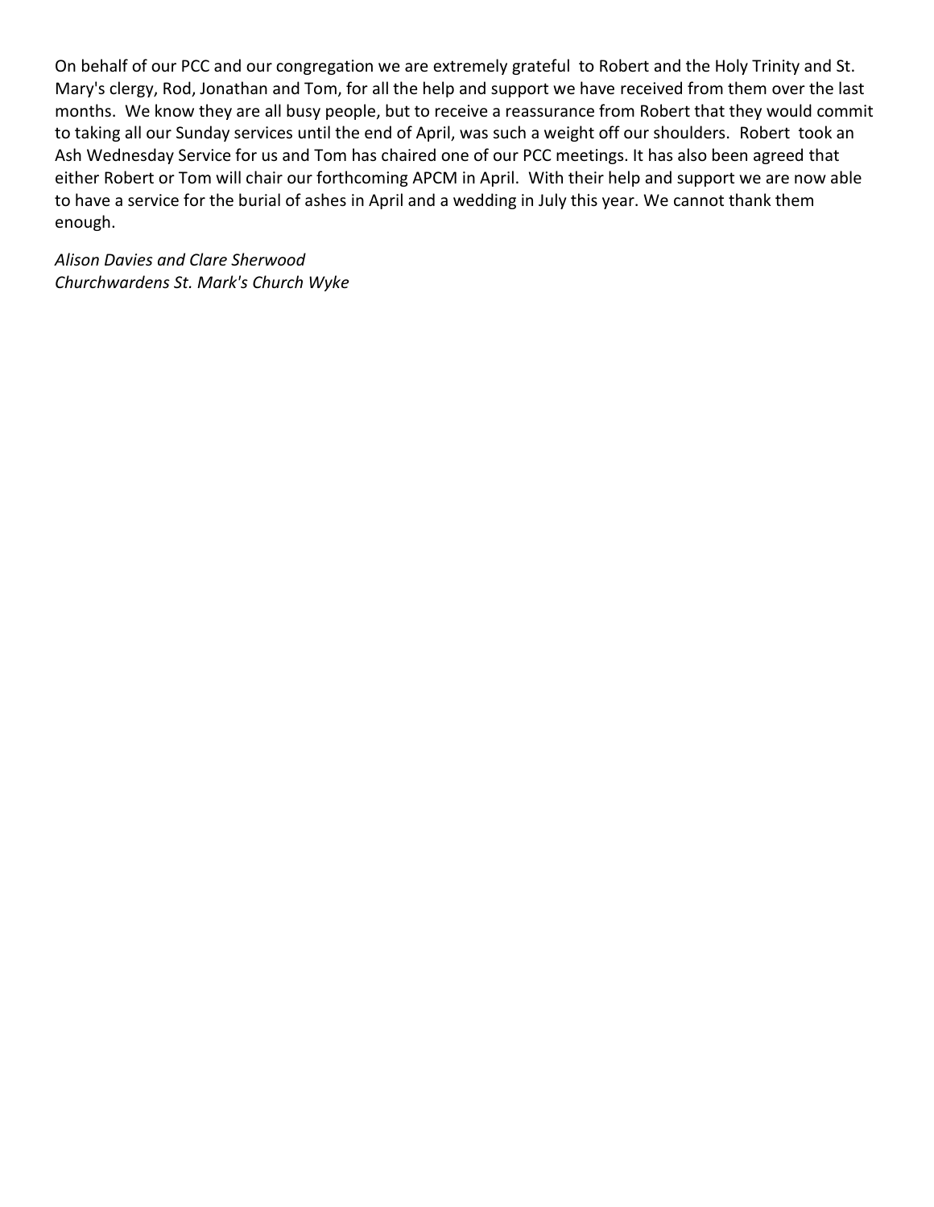On behalf of our PCC and our congregation we are extremely grateful to Robert and the Holy Trinity and St. Mary's clergy, Rod, Jonathan and Tom, for all the help and support we have received from them over the last months. We know they are all busy people, but to receive a reassurance from Robert that they would commit to taking all our Sunday services until the end of April, was such a weight off our shoulders. Robert took an Ash Wednesday Service for us and Tom has chaired one of our PCC meetings. It has also been agreed that either Robert or Tom will chair our forthcoming APCM in April. With their help and support we are now able to have a service for the burial of ashes in April and a wedding in July this year. We cannot thank them enough.

*Alison Davies and Clare Sherwood*
*Churchwardens St. Mark's Church Wyke*